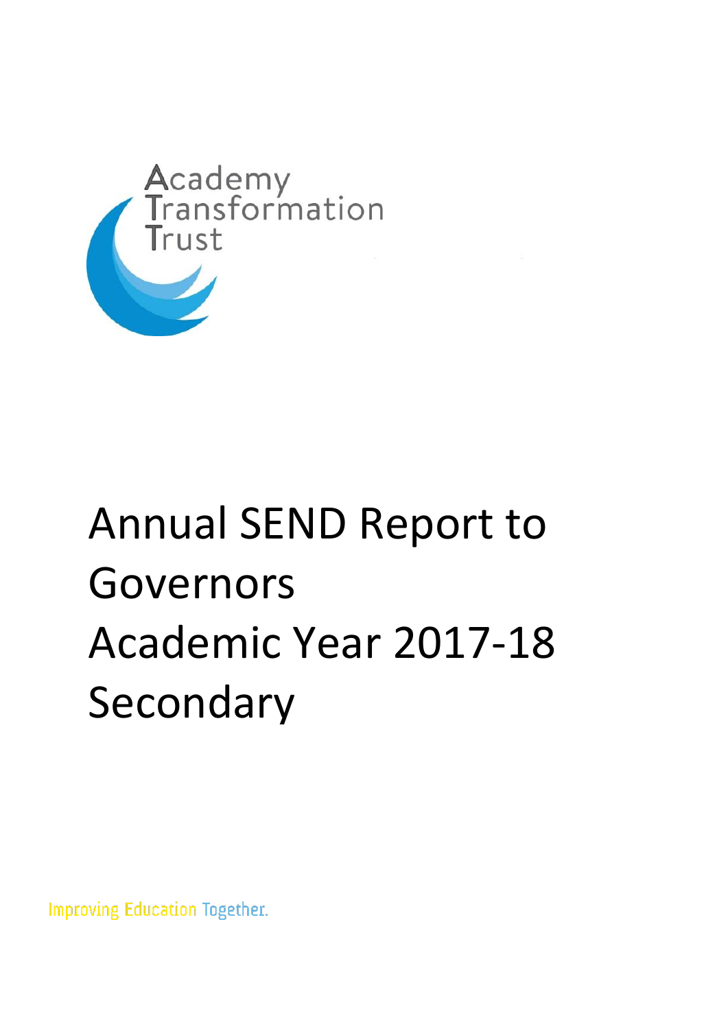Academy Transformation Trust

# Annual SEND Report to Governors Academic Year 2017-18 Secondary

Improving Education Together.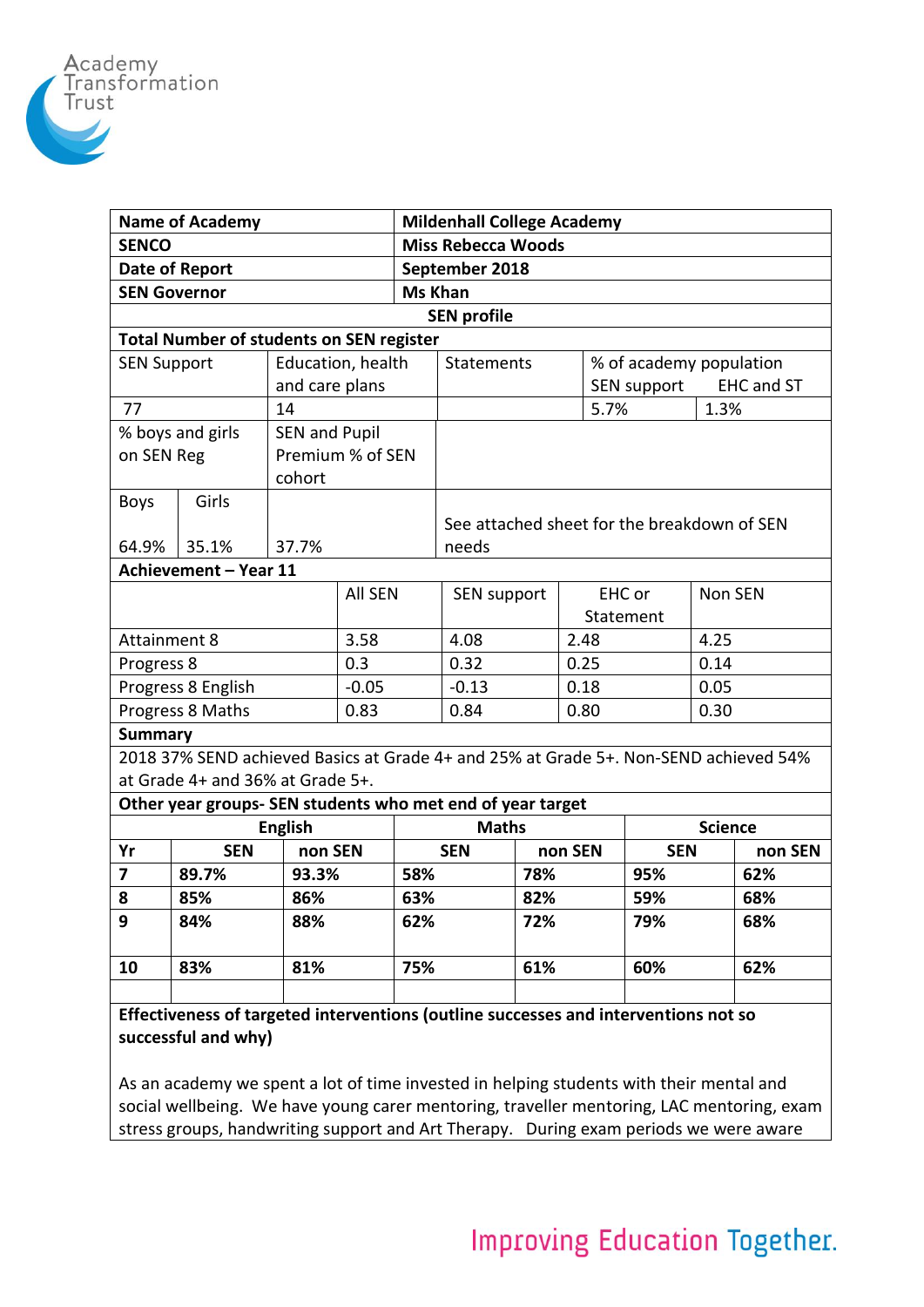| Name of Academy | Mildenhall College Academy |
|---|---|
| SENCO | Miss Rebecca Woods |
| Date of Report | September 2018 |
| SEN Governor | Ms Khan |

**SEN profile**

**Total Number of students on SEN register**

| SEN Support | Education, health and care plans | Statements | % of academy population SEN support | EHC and ST |
|---|---|---|---|---|
| 77 | 14 | | 5.7% | 1.3% |

| % boys and girls on SEN Reg | | SEN and Pupil Premium % of SEN cohort | |
|---|---|---|---|
| Boys | Girls | | |
| 64.9% | 35.1% | 37.7% | See attached sheet for the breakdown of SEN needs |

**Achievement – Year 11**

| | All SEN | SEN support | EHC or Statement | Non SEN |
|---|---|---|---|---|
| Attainment 8 | 3.58 | 4.08 | 2.48 | 4.25 |
| Progress 8 | 0.3 | 0.32 | 0.25 | 0.14 |
| Progress 8 English | -0.05 | -0.13 | 0.18 | 0.05 |
| Progress 8 Maths | 0.83 | 0.84 | 0.80 | 0.30 |

**Summary**

2018 37% SEND achieved Basics at Grade 4+ and 25% at Grade 5+. Non-SEND achieved 54% at Grade 4+ and 36% at Grade 5+.

**Other year groups- SEN students who met end of year target**

| | English | | Maths | | Science | |
|---|---|---|---|---|---|---|
| **Yr** | **SEN** | **non SEN** | **SEN** | **non SEN** | **SEN** | **non SEN** |
| **7** | **89.7%** | **93.3%** | **58%** | **78%** | **95%** | **62%** |
| **8** | **85%** | **86%** | **63%** | **82%** | **59%** | **68%** |
| **9** | **84%** | **88%** | **62%** | **72%** | **79%** | **68%** |
| **10** | **83%** | **81%** | **75%** | **61%** | **60%** | **62%** |

**Effectiveness of targeted interventions (outline successes and interventions not so successful and why)**

As an academy we spent a lot of time invested in helping students with their mental and social wellbeing. We have young carer mentoring, traveller mentoring, LAC mentoring, exam stress groups, handwriting support and Art Therapy. During exam periods we were aware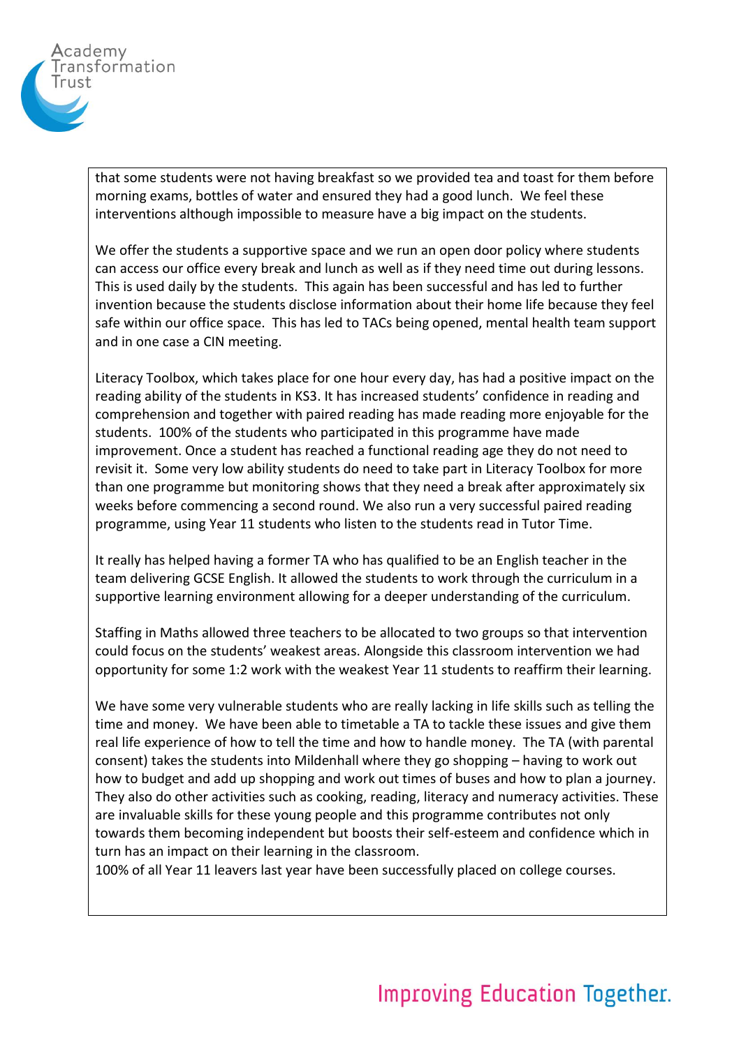that some students were not having breakfast so we provided tea and toast for them before morning exams, bottles of water and ensured they had a good lunch. We feel these interventions although impossible to measure have a big impact on the students.

We offer the students a supportive space and we run an open door policy where students can access our office every break and lunch as well as if they need time out during lessons. This is used daily by the students. This again has been successful and has led to further invention because the students disclose information about their home life because they feel safe within our office space. This has led to TACs being opened, mental health team support and in one case a CIN meeting.

Literacy Toolbox, which takes place for one hour every day, has had a positive impact on the reading ability of the students in KS3. It has increased students' confidence in reading and comprehension and together with paired reading has made reading more enjoyable for the students. 100% of the students who participated in this programme have made improvement. Once a student has reached a functional reading age they do not need to revisit it. Some very low ability students do need to take part in Literacy Toolbox for more than one programme but monitoring shows that they need a break after approximately six weeks before commencing a second round. We also run a very successful paired reading programme, using Year 11 students who listen to the students read in Tutor Time.

It really has helped having a former TA who has qualified to be an English teacher in the team delivering GCSE English. It allowed the students to work through the curriculum in a supportive learning environment allowing for a deeper understanding of the curriculum.

Staffing in Maths allowed three teachers to be allocated to two groups so that intervention could focus on the students' weakest areas. Alongside this classroom intervention we had opportunity for some 1:2 work with the weakest Year 11 students to reaffirm their learning.

We have some very vulnerable students who are really lacking in life skills such as telling the time and money. We have been able to timetable a TA to tackle these issues and give them real life experience of how to tell the time and how to handle money. The TA (with parental consent) takes the students into Mildenhall where they go shopping – having to work out how to budget and add up shopping and work out times of buses and how to plan a journey. They also do other activities such as cooking, reading, literacy and numeracy activities. These are invaluable skills for these young people and this programme contributes not only towards them becoming independent but boosts their self-esteem and confidence which in turn has an impact on their learning in the classroom.
100% of all Year 11 leavers last year have been successfully placed on college courses.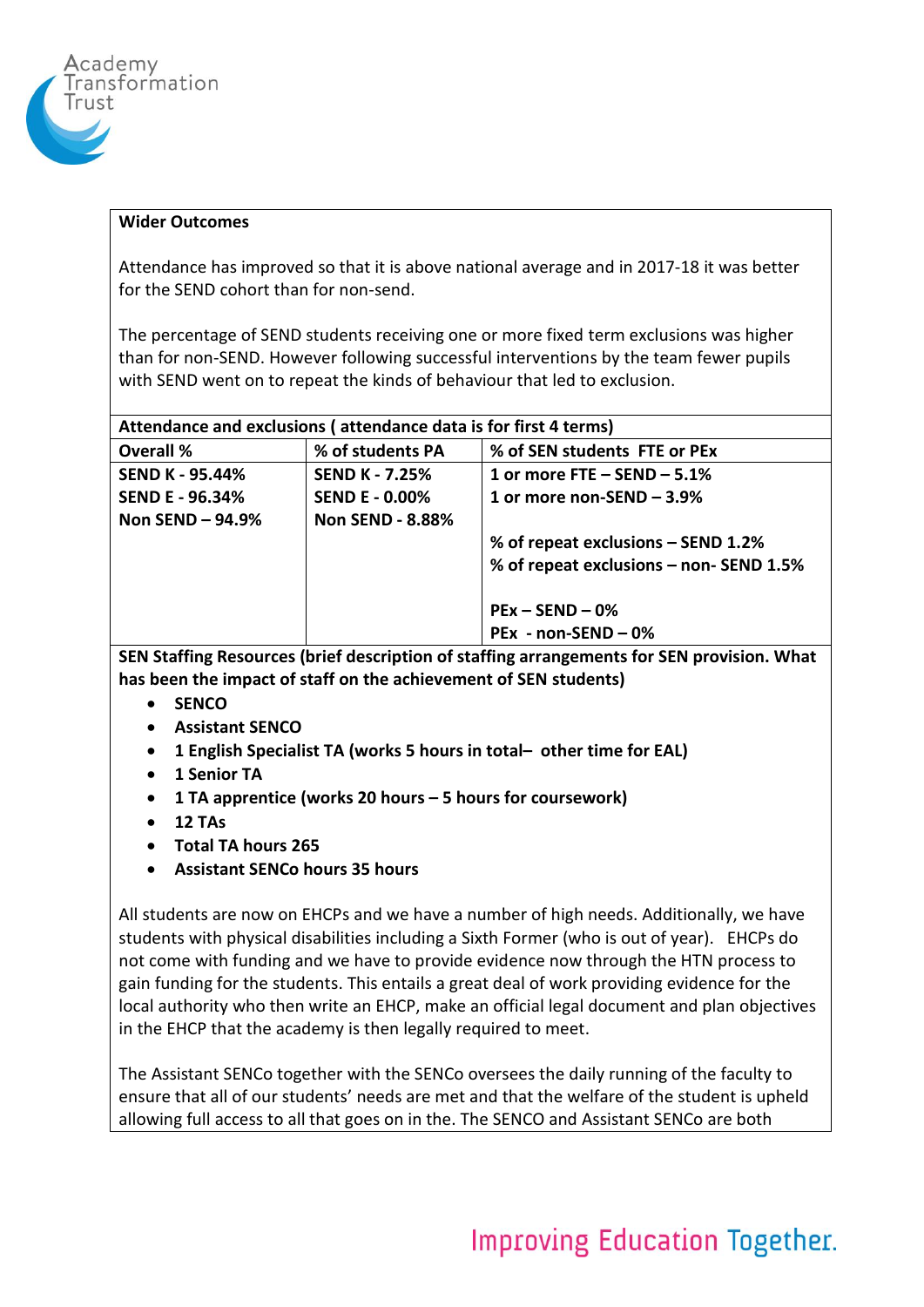**Wider Outcomes**

Attendance has improved so that it is above national average and in 2017-18 it was better for the SEND cohort than for non-send.

The percentage of SEND students receiving one or more fixed term exclusions was higher than for non-SEND. However following successful interventions by the team fewer pupils with SEND went on to repeat the kinds of behaviour that led to exclusion.

**Attendance and exclusions ( attendance data is for first 4 terms)**

| **Overall %** | **% of students PA** | **% of SEN students FTE or PEx** |
|---|---|---|
| **SEND K - 95.44%**<br>**SEND E - 96.34%**<br>**Non SEND – 94.9%** | **SEND K - 7.25%**<br>**SEND E - 0.00%**<br>**Non SEND - 8.88%** | **1 or more FTE – SEND – 5.1%**<br>**1 or more non-SEND – 3.9%**<br><br>**% of repeat exclusions – SEND 1.2%**<br>**% of repeat exclusions – non- SEND 1.5%**<br><br>**PEx – SEND – 0%**<br>**PEx - non-SEND – 0%** |

**SEN Staffing Resources (brief description of staffing arrangements for SEN provision. What has been the impact of staff on the achievement of SEN students)**

- **SENCO**
- **Assistant SENCO**
- **1 English Specialist TA (works 5 hours in total– other time for EAL)**
- **1 Senior TA**
- **1 TA apprentice (works 20 hours – 5 hours for coursework)**
- **12 TAs**
- **Total TA hours 265**
- **Assistant SENCo hours 35 hours**

All students are now on EHCPs and we have a number of high needs. Additionally, we have students with physical disabilities including a Sixth Former (who is out of year). EHCPs do not come with funding and we have to provide evidence now through the HTN process to gain funding for the students. This entails a great deal of work providing evidence for the local authority who then write an EHCP, make an official legal document and plan objectives in the EHCP that the academy is then legally required to meet.

The Assistant SENCo together with the SENCo oversees the daily running of the faculty to ensure that all of our students' needs are met and that the welfare of the student is upheld allowing full access to all that goes on in the. The SENCO and Assistant SENCo are both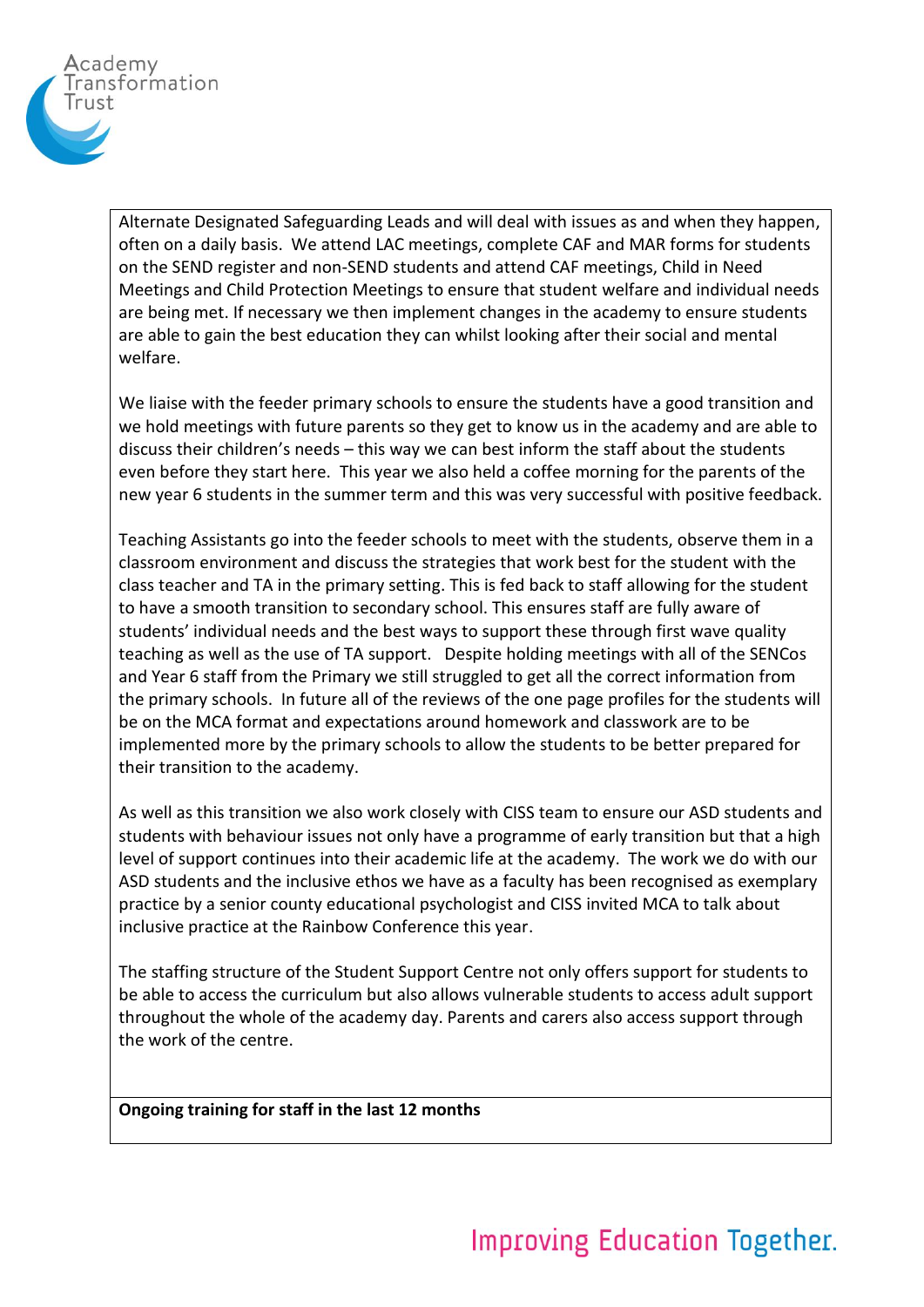Alternate Designated Safeguarding Leads and will deal with issues as and when they happen, often on a daily basis. We attend LAC meetings, complete CAF and MAR forms for students on the SEND register and non-SEND students and attend CAF meetings, Child in Need Meetings and Child Protection Meetings to ensure that student welfare and individual needs are being met. If necessary we then implement changes in the academy to ensure students are able to gain the best education they can whilst looking after their social and mental welfare.

We liaise with the feeder primary schools to ensure the students have a good transition and we hold meetings with future parents so they get to know us in the academy and are able to discuss their children's needs – this way we can best inform the staff about the students even before they start here. This year we also held a coffee morning for the parents of the new year 6 students in the summer term and this was very successful with positive feedback.

Teaching Assistants go into the feeder schools to meet with the students, observe them in a classroom environment and discuss the strategies that work best for the student with the class teacher and TA in the primary setting. This is fed back to staff allowing for the student to have a smooth transition to secondary school. This ensures staff are fully aware of students' individual needs and the best ways to support these through first wave quality teaching as well as the use of TA support. Despite holding meetings with all of the SENCos and Year 6 staff from the Primary we still struggled to get all the correct information from the primary schools. In future all of the reviews of the one page profiles for the students will be on the MCA format and expectations around homework and classwork are to be implemented more by the primary schools to allow the students to be better prepared for their transition to the academy.

As well as this transition we also work closely with CISS team to ensure our ASD students and students with behaviour issues not only have a programme of early transition but that a high level of support continues into their academic life at the academy. The work we do with our ASD students and the inclusive ethos we have as a faculty has been recognised as exemplary practice by a senior county educational psychologist and CISS invited MCA to talk about inclusive practice at the Rainbow Conference this year.

The staffing structure of the Student Support Centre not only offers support for students to be able to access the curriculum but also allows vulnerable students to access adult support throughout the whole of the academy day. Parents and carers also access support through the work of the centre.

**Ongoing training for staff in the last 12 months**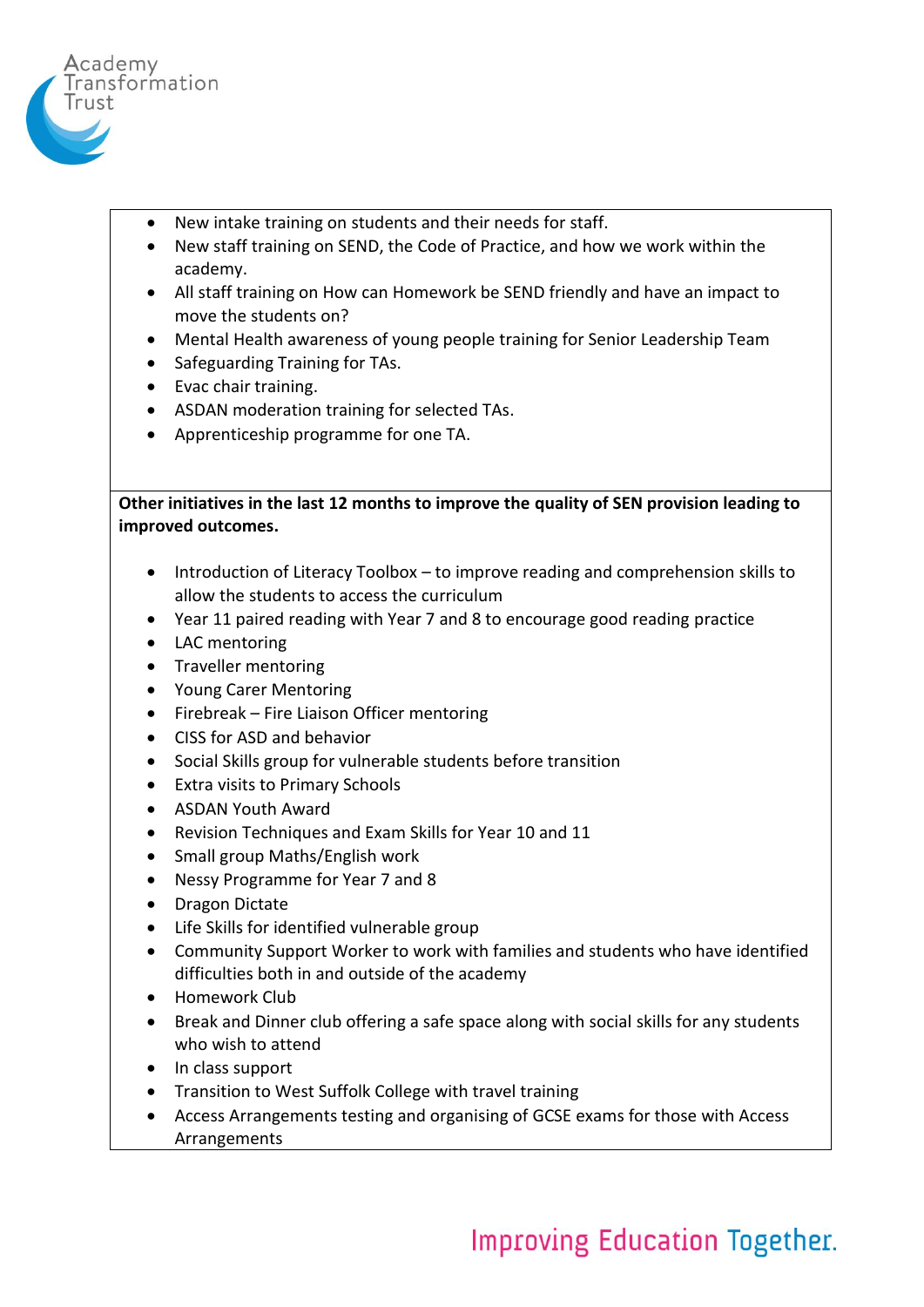- New intake training on students and their needs for staff.
- New staff training on SEND, the Code of Practice, and how we work within the academy.
- All staff training on How can Homework be SEND friendly and have an impact to move the students on?
- Mental Health awareness of young people training for Senior Leadership Team
- Safeguarding Training for TAs.
- Evac chair training.
- ASDAN moderation training for selected TAs.
- Apprenticeship programme for one TA.

**Other initiatives in the last 12 months to improve the quality of SEN provision leading to improved outcomes.**

- Introduction of Literacy Toolbox – to improve reading and comprehension skills to allow the students to access the curriculum
- Year 11 paired reading with Year 7 and 8 to encourage good reading practice
- LAC mentoring
- Traveller mentoring
- Young Carer Mentoring
- Firebreak – Fire Liaison Officer mentoring
- CISS for ASD and behavior
- Social Skills group for vulnerable students before transition
- Extra visits to Primary Schools
- ASDAN Youth Award
- Revision Techniques and Exam Skills for Year 10 and 11
- Small group Maths/English work
- Nessy Programme for Year 7 and 8
- Dragon Dictate
- Life Skills for identified vulnerable group
- Community Support Worker to work with families and students who have identified difficulties both in and outside of the academy
- Homework Club
- Break and Dinner club offering a safe space along with social skills for any students who wish to attend
- In class support
- Transition to West Suffolk College with travel training
- Access Arrangements testing and organising of GCSE exams for those with Access Arrangements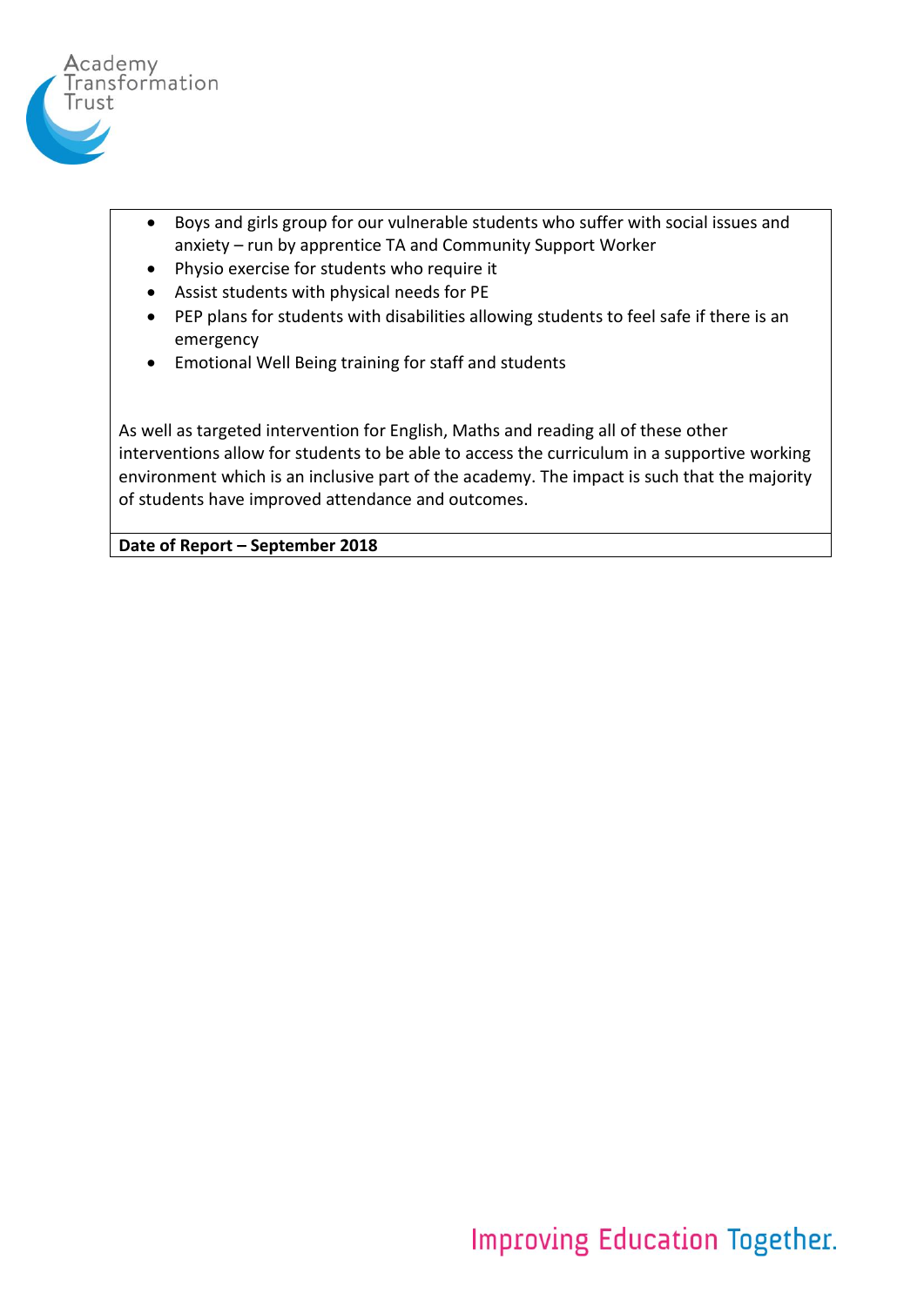- Boys and girls group for our vulnerable students who suffer with social issues and anxiety – run by apprentice TA and Community Support Worker
- Physio exercise for students who require it
- Assist students with physical needs for PE
- PEP plans for students with disabilities allowing students to feel safe if there is an emergency
- Emotional Well Being training for staff and students

As well as targeted intervention for English, Maths and reading all of these other interventions allow for students to be able to access the curriculum in a supportive working environment which is an inclusive part of the academy. The impact is such that the majority of students have improved attendance and outcomes.

**Date of Report – September 2018**